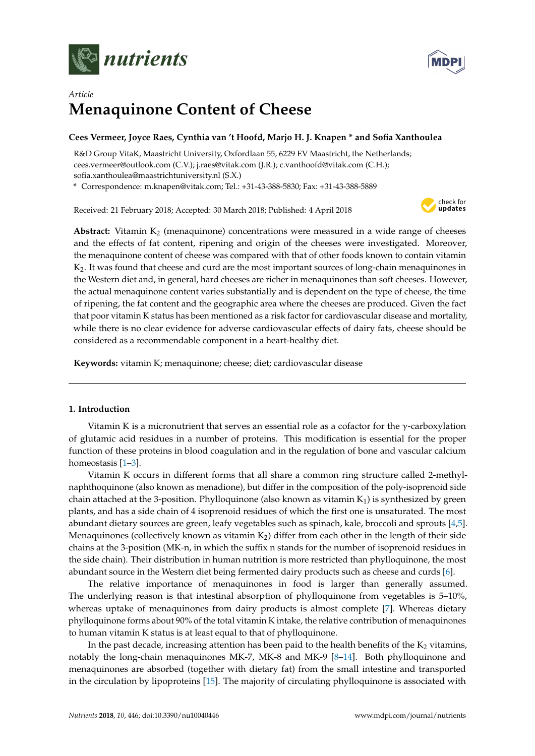*Article*

# Menaquinone Content of Cheese

**Cees Vermeer, Joyce Raes, Cynthia van 't Hoofd, Marjo H. J. Knapen * and Sofia Xanthoulea**

R&D Group VitaK, Maastricht University, Oxfordlaan 55, 6229 EV Maastricht, the Netherlands; cees.vermeer@outlook.com (C.V.); j.raes@vitak.com (J.R.); c.vanthoofd@vitak.com (C.H.); sofia.xanthoulea@maastrichtuniversity.nl (S.X.)

* Correspondence: m.knapen@vitak.com; Tel.: +31-43-388-5830; Fax: +31-43-388-5889

Received: 21 February 2018; Accepted: 30 March 2018; Published: 4 April 2018

**Abstract:** Vitamin $K_2$ (menaquinone) concentrations were measured in a wide range of cheeses and the effects of fat content, ripening and origin of the cheeses were investigated. Moreover, the menaquinone content of cheese was compared with that of other foods known to contain vitamin $K_2$. It was found that cheese and curd are the most important sources of long-chain menaquinones in the Western diet and, in general, hard cheeses are richer in menaquinones than soft cheeses. However, the actual menaquinone content varies substantially and is dependent on the type of cheese, the time of ripening, the fat content and the geographic area where the cheeses are produced. Given the fact that poor vitamin K status has been mentioned as a risk factor for cardiovascular disease and mortality, while there is no clear evidence for adverse cardiovascular effects of dairy fats, cheese should be considered as a recommendable component in a heart-healthy diet.

**Keywords:** vitamin K; menaquinone; cheese; diet; cardiovascular disease

## 1. Introduction

Vitamin K is a micronutrient that serves an essential role as a cofactor for the $\gamma$-carboxylation of glutamic acid residues in a number of proteins. This modification is essential for the proper function of these proteins in blood coagulation and in the regulation of bone and vascular calcium homeostasis [1–3].

Vitamin K occurs in different forms that all share a common ring structure called 2-methyl-naphthoquinone (also known as menadione), but differ in the composition of the poly-isoprenoid side chain attached at the 3-position. Phylloquinone (also known as vitamin $K_1$) is synthesized by green plants, and has a side chain of 4 isoprenoid residues of which the first one is unsaturated. The most abundant dietary sources are green, leafy vegetables such as spinach, kale, broccoli and sprouts [4,5]. Menaquinones (collectively known as vitamin $K_2$) differ from each other in the length of their side chains at the 3-position (MK-n, in which the suffix n stands for the number of isoprenoid residues in the side chain). Their distribution in human nutrition is more restricted than phylloquinone, the most abundant source in the Western diet being fermented dairy products such as cheese and curds [6].

The relative importance of menaquinones in food is larger than generally assumed. The underlying reason is that intestinal absorption of phylloquinone from vegetables is 5–10%, whereas uptake of menaquinones from dairy products is almost complete [7]. Whereas dietary phylloquinone forms about 90% of the total vitamin K intake, the relative contribution of menaquinones to human vitamin K status is at least equal to that of phylloquinone.

In the past decade, increasing attention has been paid to the health benefits of the $K_2$ vitamins, notably the long-chain menaquinones MK-7, MK-8 and MK-9 [8–14]. Both phylloquinone and menaquinones are absorbed (together with dietary fat) from the small intestine and transported in the circulation by lipoproteins [15]. The majority of circulating phylloquinone is associated with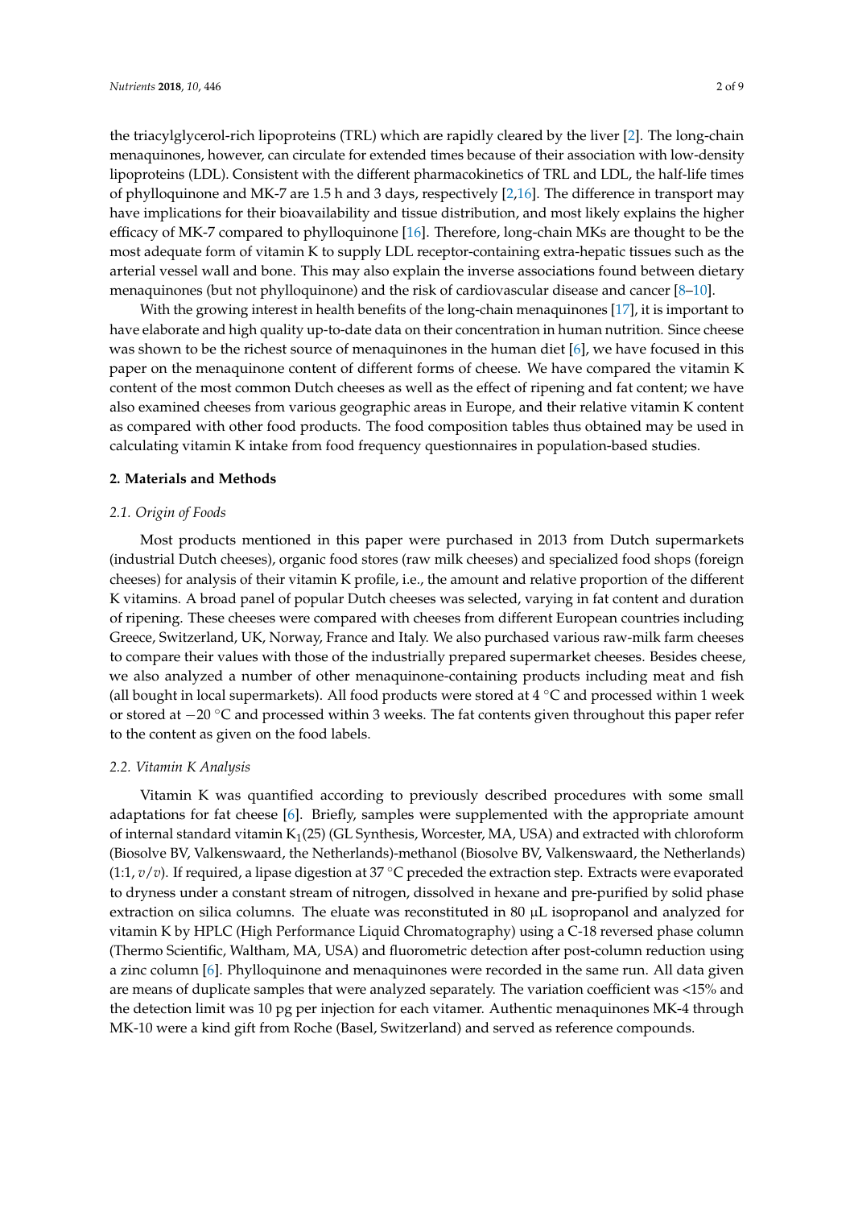the triacylglycerol-rich lipoproteins (TRL) which are rapidly cleared by the liver [2]. The long-chain menaquinones, however, can circulate for extended times because of their association with low-density lipoproteins (LDL). Consistent with the different pharmacokinetics of TRL and LDL, the half-life times of phylloquinone and MK-7 are 1.5 h and 3 days, respectively [2,16]. The difference in transport may have implications for their bioavailability and tissue distribution, and most likely explains the higher efficacy of MK-7 compared to phylloquinone [16]. Therefore, long-chain MKs are thought to be the most adequate form of vitamin K to supply LDL receptor-containing extra-hepatic tissues such as the arterial vessel wall and bone. This may also explain the inverse associations found between dietary menaquinones (but not phylloquinone) and the risk of cardiovascular disease and cancer [8–10].

With the growing interest in health benefits of the long-chain menaquinones [17], it is important to have elaborate and high quality up-to-date data on their concentration in human nutrition. Since cheese was shown to be the richest source of menaquinones in the human diet [6], we have focused in this paper on the menaquinone content of different forms of cheese. We have compared the vitamin K content of the most common Dutch cheeses as well as the effect of ripening and fat content; we have also examined cheeses from various geographic areas in Europe, and their relative vitamin K content as compared with other food products. The food composition tables thus obtained may be used in calculating vitamin K intake from food frequency questionnaires in population-based studies.

## 2. Materials and Methods

### 2.1. Origin of Foods

Most products mentioned in this paper were purchased in 2013 from Dutch supermarkets (industrial Dutch cheeses), organic food stores (raw milk cheeses) and specialized food shops (foreign cheeses) for analysis of their vitamin K profile, i.e., the amount and relative proportion of the different K vitamins. A broad panel of popular Dutch cheeses was selected, varying in fat content and duration of ripening. These cheeses were compared with cheeses from different European countries including Greece, Switzerland, UK, Norway, France and Italy. We also purchased various raw-milk farm cheeses to compare their values with those of the industrially prepared supermarket cheeses. Besides cheese, we also analyzed a number of other menaquinone-containing products including meat and fish (all bought in local supermarkets). All food products were stored at 4 °C and processed within 1 week or stored at −20 °C and processed within 3 weeks. The fat contents given throughout this paper refer to the content as given on the food labels.

### 2.2. Vitamin K Analysis

Vitamin K was quantified according to previously described procedures with some small adaptations for fat cheese [6]. Briefly, samples were supplemented with the appropriate amount of internal standard vitamin $K_1$(25) (GL Synthesis, Worcester, MA, USA) and extracted with chloroform (Biosolve BV, Valkenswaard, the Netherlands)-methanol (Biosolve BV, Valkenswaard, the Netherlands) (1:1, *v*/*v*). If required, a lipase digestion at 37 °C preceded the extraction step. Extracts were evaporated to dryness under a constant stream of nitrogen, dissolved in hexane and pre-purified by solid phase extraction on silica columns. The eluate was reconstituted in 80 µL isopropanol and analyzed for vitamin K by HPLC (High Performance Liquid Chromatography) using a C-18 reversed phase column (Thermo Scientific, Waltham, MA, USA) and fluorometric detection after post-column reduction using a zinc column [6]. Phylloquinone and menaquinones were recorded in the same run. All data given are means of duplicate samples that were analyzed separately. The variation coefficient was <15% and the detection limit was 10 pg per injection for each vitamer. Authentic menaquinones MK-4 through MK-10 were a kind gift from Roche (Basel, Switzerland) and served as reference compounds.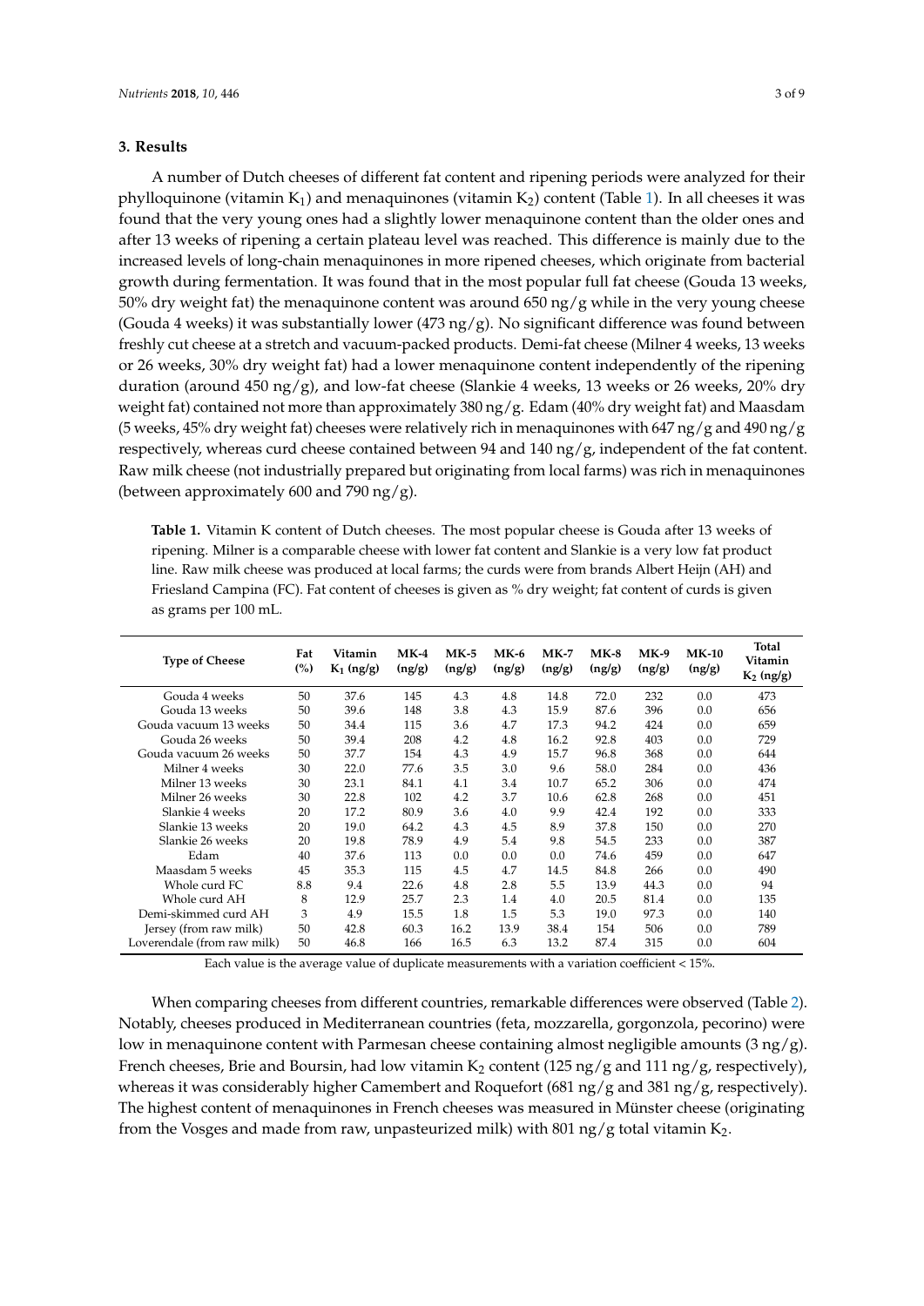## 3. Results

A number of Dutch cheeses of different fat content and ripening periods were analyzed for their phylloquinone (vitamin $K_1$) and menaquinones (vitamin $K_2$) content (Table 1). In all cheeses it was found that the very young ones had a slightly lower menaquinone content than the older ones and after 13 weeks of ripening a certain plateau level was reached. This difference is mainly due to the increased levels of long-chain menaquinones in more ripened cheeses, which originate from bacterial growth during fermentation. It was found that in the most popular full fat cheese (Gouda 13 weeks, 50% dry weight fat) the menaquinone content was around 650 ng/g while in the very young cheese (Gouda 4 weeks) it was substantially lower (473 ng/g). No significant difference was found between freshly cut cheese at a stretch and vacuum-packed products. Demi-fat cheese (Milner 4 weeks, 13 weeks or 26 weeks, 30% dry weight fat) had a lower menaquinone content independently of the ripening duration (around 450 ng/g), and low-fat cheese (Slankie 4 weeks, 13 weeks or 26 weeks, 20% dry weight fat) contained not more than approximately 380 ng/g. Edam (40% dry weight fat) and Maasdam (5 weeks, 45% dry weight fat) cheeses were relatively rich in menaquinones with 647 ng/g and 490 ng/g respectively, whereas curd cheese contained between 94 and 140 ng/g, independent of the fat content. Raw milk cheese (not industrially prepared but originating from local farms) was rich in menaquinones (between approximately 600 and 790 ng/g).

**Table 1.** Vitamin K content of Dutch cheeses. The most popular cheese is Gouda after 13 weeks of ripening. Milner is a comparable cheese with lower fat content and Slankie is a very low fat product line. Raw milk cheese was produced at local farms; the curds were from brands Albert Heijn (AH) and Friesland Campina (FC). Fat content of cheeses is given as % dry weight; fat content of curds is given as grams per 100 mL.

| Type of Cheese | Fat (%) | Vitamin $K_1$ (ng/g) | MK-4 (ng/g) | MK-5 (ng/g) | MK-6 (ng/g) | MK-7 (ng/g) | MK-8 (ng/g) | MK-9 (ng/g) | MK-10 (ng/g) | Total Vitamin $K_2$ (ng/g) |
|---|---|---|---|---|---|---|---|---|---|---|
| Gouda 4 weeks | 50 | 37.6 | 145 | 4.3 | 4.8 | 14.8 | 72.0 | 232 | 0.0 | 473 |
| Gouda 13 weeks | 50 | 39.6 | 148 | 3.8 | 4.3 | 15.9 | 87.6 | 396 | 0.0 | 656 |
| Gouda vacuum 13 weeks | 50 | 34.4 | 115 | 3.6 | 4.7 | 17.3 | 94.2 | 424 | 0.0 | 659 |
| Gouda 26 weeks | 50 | 39.4 | 208 | 4.2 | 4.8 | 16.2 | 92.8 | 403 | 0.0 | 729 |
| Gouda vacuum 26 weeks | 50 | 37.7 | 154 | 4.3 | 4.9 | 15.7 | 96.8 | 368 | 0.0 | 644 |
| Milner 4 weeks | 30 | 22.0 | 77.6 | 3.5 | 3.0 | 9.6 | 58.0 | 284 | 0.0 | 436 |
| Milner 13 weeks | 30 | 23.1 | 84.1 | 4.1 | 3.4 | 10.7 | 65.2 | 306 | 0.0 | 474 |
| Milner 26 weeks | 30 | 22.8 | 102 | 4.2 | 3.7 | 10.6 | 62.8 | 268 | 0.0 | 451 |
| Slankie 4 weeks | 20 | 17.2 | 80.9 | 3.6 | 4.0 | 9.9 | 42.4 | 192 | 0.0 | 333 |
| Slankie 13 weeks | 20 | 19.0 | 64.2 | 4.3 | 4.5 | 8.9 | 37.8 | 150 | 0.0 | 270 |
| Slankie 26 weeks | 20 | 19.8 | 78.9 | 4.9 | 5.4 | 9.8 | 54.5 | 233 | 0.0 | 387 |
| Edam | 40 | 37.6 | 113 | 0.0 | 0.0 | 0.0 | 74.6 | 459 | 0.0 | 647 |
| Maasdam 5 weeks | 45 | 35.3 | 115 | 4.5 | 4.7 | 14.5 | 84.8 | 266 | 0.0 | 490 |
| Whole curd FC | 8.8 | 9.4 | 22.6 | 4.8 | 2.8 | 5.5 | 13.9 | 44.3 | 0.0 | 94 |
| Whole curd AH | 8 | 12.9 | 25.7 | 2.3 | 1.4 | 4.0 | 20.5 | 81.4 | 0.0 | 135 |
| Demi-skimmed curd AH | 3 | 4.9 | 15.5 | 1.8 | 1.5 | 5.3 | 19.0 | 97.3 | 0.0 | 140 |
| Jersey (from raw milk) | 50 | 42.8 | 60.3 | 16.2 | 13.9 | 38.4 | 154 | 506 | 0.0 | 789 |
| Loverendale (from raw milk) | 50 | 46.8 | 166 | 16.5 | 6.3 | 13.2 | 87.4 | 315 | 0.0 | 604 |

Each value is the average value of duplicate measurements with a variation coefficient < 15%.

When comparing cheeses from different countries, remarkable differences were observed (Table 2). Notably, cheeses produced in Mediterranean countries (feta, mozzarella, gorgonzola, pecorino) were low in menaquinone content with Parmesan cheese containing almost negligible amounts (3 ng/g). French cheeses, Brie and Boursin, had low vitamin $K_2$ content (125 ng/g and 111 ng/g, respectively), whereas it was considerably higher Camembert and Roquefort (681 ng/g and 381 ng/g, respectively). The highest content of menaquinones in French cheeses was measured in Münster cheese (originating from the Vosges and made from raw, unpasteurized milk) with 801 ng/g total vitamin $K_2$.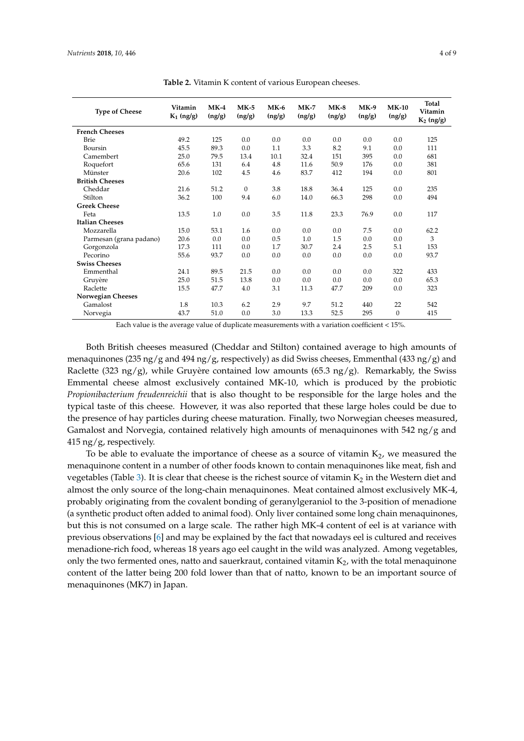**Table 2.** Vitamin K content of various European cheeses.

| Type of Cheese | Vitamin $K_1$ (ng/g) | MK-4 (ng/g) | MK-5 (ng/g) | MK-6 (ng/g) | MK-7 (ng/g) | MK-8 (ng/g) | MK-9 (ng/g) | MK-10 (ng/g) | Total Vitamin $K_2$ (ng/g) |
|---|---|---|---|---|---|---|---|---|---|
| **French Cheeses** | | | | | | | | | |
| Brie | 49.2 | 125 | 0.0 | 0.0 | 0.0 | 0.0 | 0.0 | 0.0 | 125 |
| Boursin | 45.5 | 89.3 | 0.0 | 1.1 | 3.3 | 8.2 | 9.1 | 0.0 | 111 |
| Camembert | 25.0 | 79.5 | 13.4 | 10.1 | 32.4 | 151 | 395 | 0.0 | 681 |
| Roquefort | 65.6 | 131 | 6.4 | 4.8 | 11.6 | 50.9 | 176 | 0.0 | 381 |
| Münster | 20.6 | 102 | 4.5 | 4.6 | 83.7 | 412 | 194 | 0.0 | 801 |
| **British Cheeses** | | | | | | | | | |
| Cheddar | 21.6 | 51.2 | 0 | 3.8 | 18.8 | 36.4 | 125 | 0.0 | 235 |
| Stilton | 36.2 | 100 | 9.4 | 6.0 | 14.0 | 66.3 | 298 | 0.0 | 494 |
| **Greek Cheese** | | | | | | | | | |
| Feta | 13.5 | 1.0 | 0.0 | 3.5 | 11.8 | 23.3 | 76.9 | 0.0 | 117 |
| **Italian Cheeses** | | | | | | | | | |
| Mozzarella | 15.0 | 53.1 | 1.6 | 0.0 | 0.0 | 0.0 | 7.5 | 0.0 | 62.2 |
| Parmesan (grana padano) | 20.6 | 0.0 | 0.0 | 0.5 | 1.0 | 1.5 | 0.0 | 0.0 | 3 |
| Gorgonzola | 17.3 | 111 | 0.0 | 1.7 | 30.7 | 2.4 | 2.5 | 5.1 | 153 |
| Pecorino | 55.6 | 93.7 | 0.0 | 0.0 | 0.0 | 0.0 | 0.0 | 0.0 | 93.7 |
| **Swiss Cheeses** | | | | | | | | | |
| Emmenthal | 24.1 | 89.5 | 21.5 | 0.0 | 0.0 | 0.0 | 0.0 | 322 | 433 |
| Gruyère | 25.0 | 51.5 | 13.8 | 0.0 | 0.0 | 0.0 | 0.0 | 0.0 | 65.3 |
| Raclette | 15.5 | 47.7 | 4.0 | 3.1 | 11.3 | 47.7 | 209 | 0.0 | 323 |
| **Norwegian Cheeses** | | | | | | | | | |
| Gamalost | 1.8 | 10.3 | 6.2 | 2.9 | 9.7 | 51.2 | 440 | 22 | 542 |
| Norvegia | 43.7 | 51.0 | 0.0 | 3.0 | 13.3 | 52.5 | 295 | 0 | 415 |

Each value is the average value of duplicate measurements with a variation coefficient < 15%.

Both British cheeses measured (Cheddar and Stilton) contained average to high amounts of menaquinones (235 ng/g and 494 ng/g, respectively) as did Swiss cheeses, Emmenthal (433 ng/g) and Raclette (323 ng/g), while Gruyère contained low amounts (65.3 ng/g). Remarkably, the Swiss Emmental cheese almost exclusively contained MK-10, which is produced by the probiotic *Propionibacterium freudenreichii* that is also thought to be responsible for the large holes and the typical taste of this cheese. However, it was also reported that these large holes could be due to the presence of hay particles during cheese maturation. Finally, two Norwegian cheeses measured, Gamalost and Norvegia, contained relatively high amounts of menaquinones with 542 ng/g and 415 ng/g, respectively.

To be able to evaluate the importance of cheese as a source of vitamin $K_2$, we measured the menaquinone content in a number of other foods known to contain menaquinones like meat, fish and vegetables (Table 3). It is clear that cheese is the richest source of vitamin $K_2$ in the Western diet and almost the only source of the long-chain menaquinones. Meat contained almost exclusively MK-4, probably originating from the covalent bonding of geranylgeraniol to the 3-position of menadione (a synthetic product often added to animal food). Only liver contained some long chain menaquinones, but this is not consumed on a large scale. The rather high MK-4 content of eel is at variance with previous observations [6] and may be explained by the fact that nowadays eel is cultured and receives menadione-rich food, whereas 18 years ago eel caught in the wild was analyzed. Among vegetables, only the two fermented ones, natto and sauerkraut, contained vitamin $K_2$, with the total menaquinone content of the latter being 200 fold lower than that of natto, known to be an important source of menaquinones (MK7) in Japan.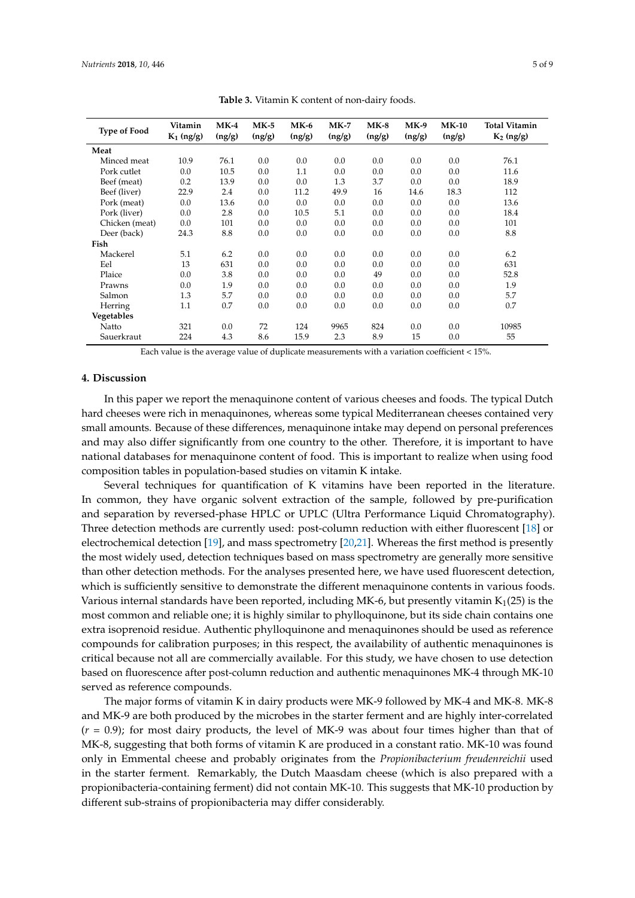**Table 3.** Vitamin K content of non-dairy foods.

| Type of Food | Vitamin $K_1$ (ng/g) | MK-4 (ng/g) | MK-5 (ng/g) | MK-6 (ng/g) | MK-7 (ng/g) | MK-8 (ng/g) | MK-9 (ng/g) | MK-10 (ng/g) | Total Vitamin $K_2$ (ng/g) |
|---|---|---|---|---|---|---|---|---|---|
| **Meat** | | | | | | | | | |
| Minced meat | 10.9 | 76.1 | 0.0 | 0.0 | 0.0 | 0.0 | 0.0 | 0.0 | 76.1 |
| Pork cutlet | 0.0 | 10.5 | 0.0 | 1.1 | 0.0 | 0.0 | 0.0 | 0.0 | 11.6 |
| Beef (meat) | 0.2 | 13.9 | 0.0 | 0.0 | 1.3 | 3.7 | 0.0 | 0.0 | 18.9 |
| Beef (liver) | 22.9 | 2.4 | 0.0 | 11.2 | 49.9 | 16 | 14.6 | 18.3 | 112 |
| Pork (meat) | 0.0 | 13.6 | 0.0 | 0.0 | 0.0 | 0.0 | 0.0 | 0.0 | 13.6 |
| Pork (liver) | 0.0 | 2.8 | 0.0 | 10.5 | 5.1 | 0.0 | 0.0 | 0.0 | 18.4 |
| Chicken (meat) | 0.0 | 101 | 0.0 | 0.0 | 0.0 | 0.0 | 0.0 | 0.0 | 101 |
| Deer (back) | 24.3 | 8.8 | 0.0 | 0.0 | 0.0 | 0.0 | 0.0 | 0.0 | 8.8 |
| **Fish** | | | | | | | | | |
| Mackerel | 5.1 | 6.2 | 0.0 | 0.0 | 0.0 | 0.0 | 0.0 | 0.0 | 6.2 |
| Eel | 13 | 631 | 0.0 | 0.0 | 0.0 | 0.0 | 0.0 | 0.0 | 631 |
| Plaice | 0.0 | 3.8 | 0.0 | 0.0 | 0.0 | 49 | 0.0 | 0.0 | 52.8 |
| Prawns | 0.0 | 1.9 | 0.0 | 0.0 | 0.0 | 0.0 | 0.0 | 0.0 | 1.9 |
| Salmon | 1.3 | 5.7 | 0.0 | 0.0 | 0.0 | 0.0 | 0.0 | 0.0 | 5.7 |
| Herring | 1.1 | 0.7 | 0.0 | 0.0 | 0.0 | 0.0 | 0.0 | 0.0 | 0.7 |
| **Vegetables** | | | | | | | | | |
| Natto | 321 | 0.0 | 72 | 124 | 9965 | 824 | 0.0 | 0.0 | 10985 |
| Sauerkraut | 224 | 4.3 | 8.6 | 15.9 | 2.3 | 8.9 | 15 | 0.0 | 55 |

Each value is the average value of duplicate measurements with a variation coefficient < 15%.

## 4. Discussion

In this paper we report the menaquinone content of various cheeses and foods. The typical Dutch hard cheeses were rich in menaquinones, whereas some typical Mediterranean cheeses contained very small amounts. Because of these differences, menaquinone intake may depend on personal preferences and may also differ significantly from one country to the other. Therefore, it is important to have national databases for menaquinone content of food. This is important to realize when using food composition tables in population-based studies on vitamin K intake.

Several techniques for quantification of K vitamins have been reported in the literature. In common, they have organic solvent extraction of the sample, followed by pre-purification and separation by reversed-phase HPLC or UPLC (Ultra Performance Liquid Chromatography). Three detection methods are currently used: post-column reduction with either fluorescent [18] or electrochemical detection [19], and mass spectrometry [20,21]. Whereas the first method is presently the most widely used, detection techniques based on mass spectrometry are generally more sensitive than other detection methods. For the analyses presented here, we have used fluorescent detection, which is sufficiently sensitive to demonstrate the different menaquinone contents in various foods. Various internal standards have been reported, including MK-6, but presently vitamin $K_1$(25) is the most common and reliable one; it is highly similar to phylloquinone, but its side chain contains one extra isoprenoid residue. Authentic phylloquinone and menaquinones should be used as reference compounds for calibration purposes; in this respect, the availability of authentic menaquinones is critical because not all are commercially available. For this study, we have chosen to use detection based on fluorescence after post-column reduction and authentic menaquinones MK-4 through MK-10 served as reference compounds.

The major forms of vitamin K in dairy products were MK-9 followed by MK-4 and MK-8. MK-8 and MK-9 are both produced by the microbes in the starter ferment and are highly inter-correlated ($r$ = 0.9); for most dairy products, the level of MK-9 was about four times higher than that of MK-8, suggesting that both forms of vitamin K are produced in a constant ratio. MK-10 was found only in Emmental cheese and probably originates from the *Propionibacterium freudenreichii* used in the starter ferment. Remarkably, the Dutch Maasdam cheese (which is also prepared with a propionibacteria-containing ferment) did not contain MK-10. This suggests that MK-10 production by different sub-strains of propionibacteria may differ considerably.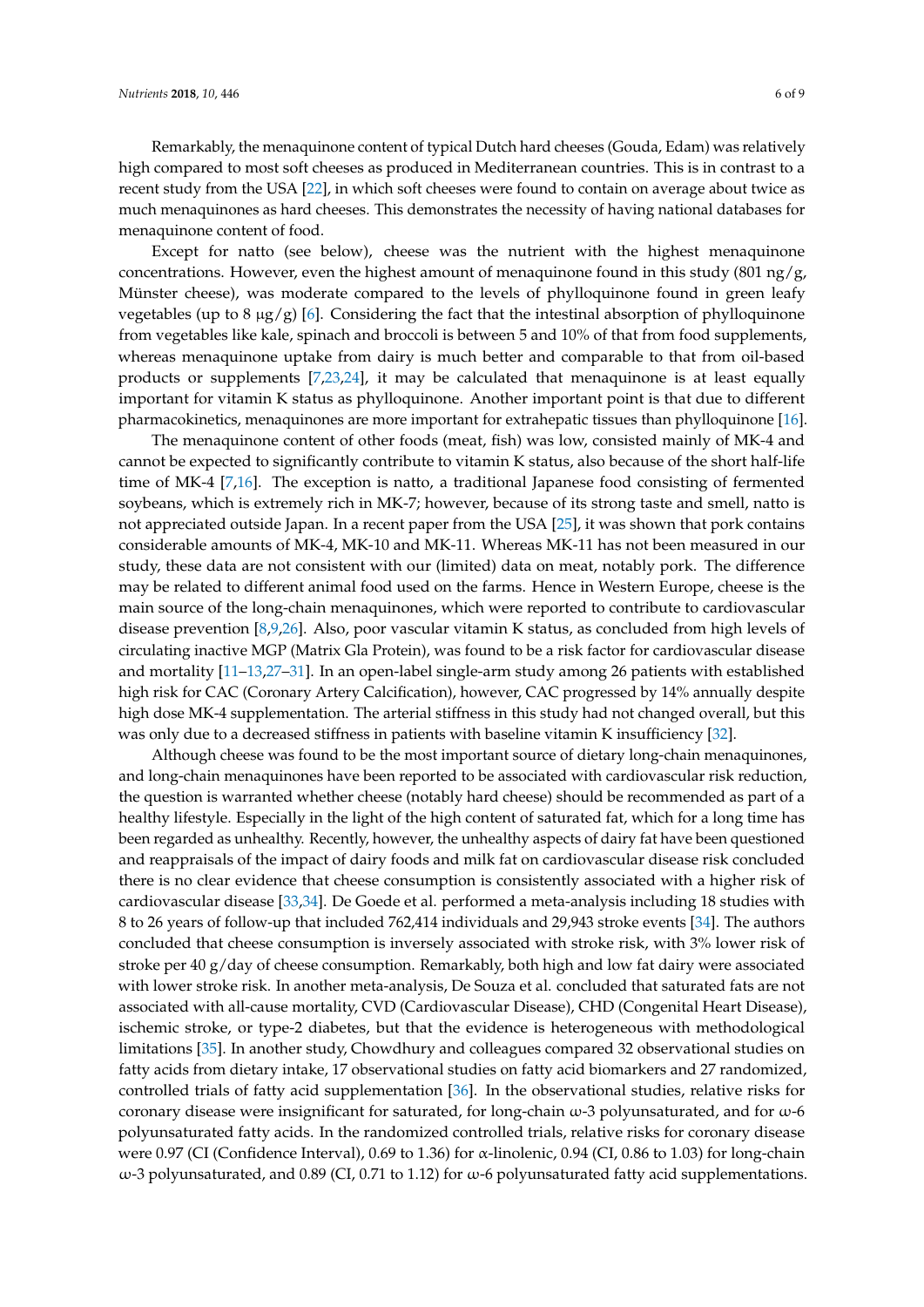Remarkably, the menaquinone content of typical Dutch hard cheeses (Gouda, Edam) was relatively high compared to most soft cheeses as produced in Mediterranean countries. This is in contrast to a recent study from the USA [22], in which soft cheeses were found to contain on average about twice as much menaquinones as hard cheeses. This demonstrates the necessity of having national databases for menaquinone content of food.

Except for natto (see below), cheese was the nutrient with the highest menaquinone concentrations. However, even the highest amount of menaquinone found in this study (801 ng/g, Münster cheese), was moderate compared to the levels of phylloquinone found in green leafy vegetables (up to 8 μg/g) [6]. Considering the fact that the intestinal absorption of phylloquinone from vegetables like kale, spinach and broccoli is between 5 and 10% of that from food supplements, whereas menaquinone uptake from dairy is much better and comparable to that from oil-based products or supplements [7,23,24], it may be calculated that menaquinone is at least equally important for vitamin K status as phylloquinone. Another important point is that due to different pharmacokinetics, menaquinones are more important for extrahepatic tissues than phylloquinone [16].

The menaquinone content of other foods (meat, fish) was low, consisted mainly of MK-4 and cannot be expected to significantly contribute to vitamin K status, also because of the short half-life time of MK-4 [7,16]. The exception is natto, a traditional Japanese food consisting of fermented soybeans, which is extremely rich in MK-7; however, because of its strong taste and smell, natto is not appreciated outside Japan. In a recent paper from the USA [25], it was shown that pork contains considerable amounts of MK-4, MK-10 and MK-11. Whereas MK-11 has not been measured in our study, these data are not consistent with our (limited) data on meat, notably pork. The difference may be related to different animal food used on the farms. Hence in Western Europe, cheese is the main source of the long-chain menaquinones, which were reported to contribute to cardiovascular disease prevention [8,9,26]. Also, poor vascular vitamin K status, as concluded from high levels of circulating inactive MGP (Matrix Gla Protein), was found to be a risk factor for cardiovascular disease and mortality [11–13,27–31]. In an open-label single-arm study among 26 patients with established high risk for CAC (Coronary Artery Calcification), however, CAC progressed by 14% annually despite high dose MK-4 supplementation. The arterial stiffness in this study had not changed overall, but this was only due to a decreased stiffness in patients with baseline vitamin K insufficiency [32].

Although cheese was found to be the most important source of dietary long-chain menaquinones, and long-chain menaquinones have been reported to be associated with cardiovascular risk reduction, the question is warranted whether cheese (notably hard cheese) should be recommended as part of a healthy lifestyle. Especially in the light of the high content of saturated fat, which for a long time has been regarded as unhealthy. Recently, however, the unhealthy aspects of dairy fat have been questioned and reappraisals of the impact of dairy foods and milk fat on cardiovascular disease risk concluded there is no clear evidence that cheese consumption is consistently associated with a higher risk of cardiovascular disease [33,34]. De Goede et al. performed a meta-analysis including 18 studies with 8 to 26 years of follow-up that included 762,414 individuals and 29,943 stroke events [34]. The authors concluded that cheese consumption is inversely associated with stroke risk, with 3% lower risk of stroke per 40 g/day of cheese consumption. Remarkably, both high and low fat dairy were associated with lower stroke risk. In another meta-analysis, De Souza et al. concluded that saturated fats are not associated with all-cause mortality, CVD (Cardiovascular Disease), CHD (Congenital Heart Disease), ischemic stroke, or type-2 diabetes, but that the evidence is heterogeneous with methodological limitations [35]. In another study, Chowdhury and colleagues compared 32 observational studies on fatty acids from dietary intake, 17 observational studies on fatty acid biomarkers and 27 randomized, controlled trials of fatty acid supplementation [36]. In the observational studies, relative risks for coronary disease were insignificant for saturated, for long-chain ω-3 polyunsaturated, and for ω-6 polyunsaturated fatty acids. In the randomized controlled trials, relative risks for coronary disease were 0.97 (CI (Confidence Interval), 0.69 to 1.36) for α-linolenic, 0.94 (CI, 0.86 to 1.03) for long-chain ω-3 polyunsaturated, and 0.89 (CI, 0.71 to 1.12) for ω-6 polyunsaturated fatty acid supplementations.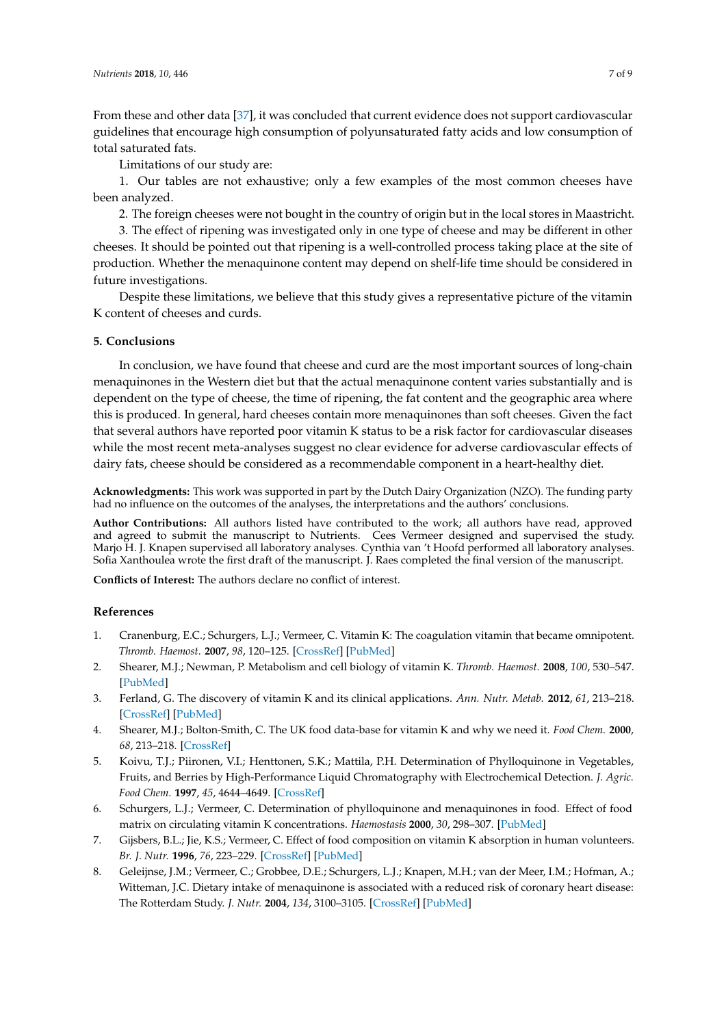From these and other data [37], it was concluded that current evidence does not support cardiovascular guidelines that encourage high consumption of polyunsaturated fatty acids and low consumption of total saturated fats.

Limitations of our study are:

1. Our tables are not exhaustive; only a few examples of the most common cheeses have been analyzed.

2. The foreign cheeses were not bought in the country of origin but in the local stores in Maastricht.

3. The effect of ripening was investigated only in one type of cheese and may be different in other cheeses. It should be pointed out that ripening is a well-controlled process taking place at the site of production. Whether the menaquinone content may depend on shelf-life time should be considered in future investigations.

Despite these limitations, we believe that this study gives a representative picture of the vitamin K content of cheeses and curds.

## 5. Conclusions

In conclusion, we have found that cheese and curd are the most important sources of long-chain menaquinones in the Western diet but that the actual menaquinone content varies substantially and is dependent on the type of cheese, the time of ripening, the fat content and the geographic area where this is produced. In general, hard cheeses contain more menaquinones than soft cheeses. Given the fact that several authors have reported poor vitamin K status to be a risk factor for cardiovascular diseases while the most recent meta-analyses suggest no clear evidence for adverse cardiovascular effects of dairy fats, cheese should be considered as a recommendable component in a heart-healthy diet.

**Acknowledgments:** This work was supported in part by the Dutch Dairy Organization (NZO). The funding party had no influence on the outcomes of the analyses, the interpretations and the authors' conclusions.

**Author Contributions:** All authors listed have contributed to the work; all authors have read, approved and agreed to submit the manuscript to Nutrients. Cees Vermeer designed and supervised the study. Marjo H. J. Knapen supervised all laboratory analyses. Cynthia van 't Hoofd performed all laboratory analyses. Sofia Xanthoulea wrote the first draft of the manuscript. J. Raes completed the final version of the manuscript.

**Conflicts of Interest:** The authors declare no conflict of interest.

## References

1. Cranenburg, E.C.; Schurgers, L.J.; Vermeer, C. Vitamin K: The coagulation vitamin that became omnipotent. *Thromb. Haemost.* **2007**, *98*, 120–125. [CrossRef] [PubMed]
2. Shearer, M.J.; Newman, P. Metabolism and cell biology of vitamin K. *Thromb. Haemost.* **2008**, *100*, 530–547. [PubMed]
3. Ferland, G. The discovery of vitamin K and its clinical applications. *Ann. Nutr. Metab.* **2012**, *61*, 213–218. [CrossRef] [PubMed]
4. Shearer, M.J.; Bolton-Smith, C. The UK food data-base for vitamin K and why we need it. *Food Chem.* **2000**, *68*, 213–218. [CrossRef]
5. Koivu, T.J.; Piironen, V.I.; Henttonen, S.K.; Mattila, P.H. Determination of Phylloquinone in Vegetables, Fruits, and Berries by High-Performance Liquid Chromatography with Electrochemical Detection. *J. Agric. Food Chem.* **1997**, *45*, 4644–4649. [CrossRef]
6. Schurgers, L.J.; Vermeer, C. Determination of phylloquinone and menaquinones in food. Effect of food matrix on circulating vitamin K concentrations. *Haemostasis* **2000**, *30*, 298–307. [PubMed]
7. Gijsbers, B.L.; Jie, K.S.; Vermeer, C. Effect of food composition on vitamin K absorption in human volunteers. *Br. J. Nutr.* **1996**, *76*, 223–229. [CrossRef] [PubMed]
8. Geleijnse, J.M.; Vermeer, C.; Grobbee, D.E.; Schurgers, L.J.; Knapen, M.H.; van der Meer, I.M.; Hofman, A.; Witteman, J.C. Dietary intake of menaquinone is associated with a reduced risk of coronary heart disease: The Rotterdam Study. *J. Nutr.* **2004**, *134*, 3100–3105. [CrossRef] [PubMed]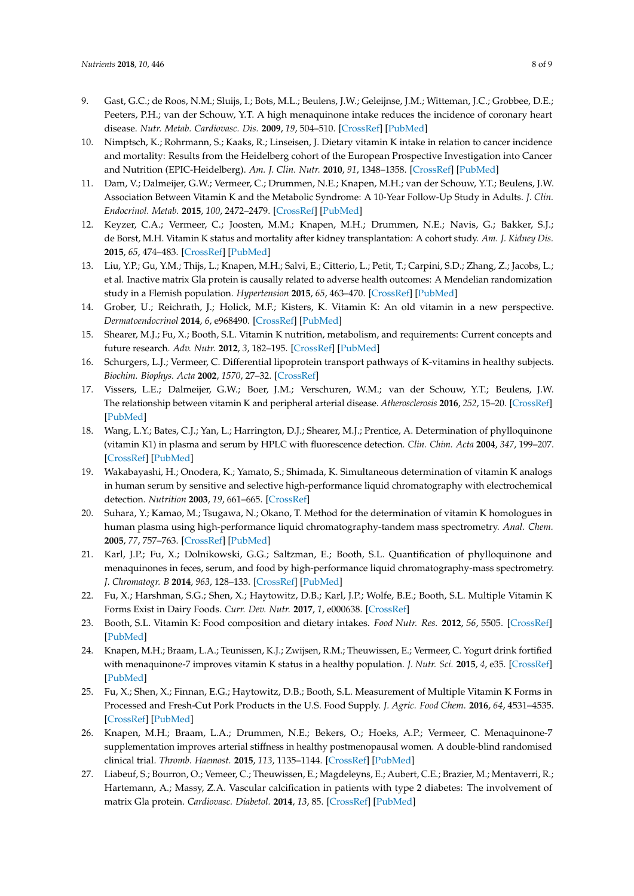9. Gast, G.C.; de Roos, N.M.; Sluijs, I.; Bots, M.L.; Beulens, J.W.; Geleijnse, J.M.; Witteman, J.C.; Grobbee, D.E.; Peeters, P.H.; van der Schouw, Y.T. A high menaquinone intake reduces the incidence of coronary heart disease. *Nutr. Metab. Cardiovasc. Dis.* **2009**, *19*, 504–510. [CrossRef] [PubMed]
10. Nimptsch, K.; Rohrmann, S.; Kaaks, R.; Linseisen, J. Dietary vitamin K intake in relation to cancer incidence and mortality: Results from the Heidelberg cohort of the European Prospective Investigation into Cancer and Nutrition (EPIC-Heidelberg). *Am. J. Clin. Nutr.* **2010**, *91*, 1348–1358. [CrossRef] [PubMed]
11. Dam, V.; Dalmeijer, G.W.; Vermeer, C.; Drummen, N.E.; Knapen, M.H.; van der Schouw, Y.T.; Beulens, J.W. Association Between Vitamin K and the Metabolic Syndrome: A 10-Year Follow-Up Study in Adults. *J. Clin. Endocrinol. Metab.* **2015**, *100*, 2472–2479. [CrossRef] [PubMed]
12. Keyzer, C.A.; Vermeer, C.; Joosten, M.M.; Knapen, M.H.; Drummen, N.E.; Navis, G.; Bakker, S.J.; de Borst, M.H. Vitamin K status and mortality after kidney transplantation: A cohort study. *Am. J. Kidney Dis.* **2015**, *65*, 474–483. [CrossRef] [PubMed]
13. Liu, Y.P.; Gu, Y.M.; Thijs, L.; Knapen, M.H.; Salvi, E.; Citterio, L.; Petit, T.; Carpini, S.D.; Zhang, Z.; Jacobs, L.; et al. Inactive matrix Gla protein is causally related to adverse health outcomes: A Mendelian randomization study in a Flemish population. *Hypertension* **2015**, *65*, 463–470. [CrossRef] [PubMed]
14. Grober, U.; Reichrath, J.; Holick, M.F.; Kisters, K. Vitamin K: An old vitamin in a new perspective. *Dermatoendocrinol* **2014**, *6*, e968490. [CrossRef] [PubMed]
15. Shearer, M.J.; Fu, X.; Booth, S.L. Vitamin K nutrition, metabolism, and requirements: Current concepts and future research. *Adv. Nutr.* **2012**, *3*, 182–195. [CrossRef] [PubMed]
16. Schurgers, L.J.; Vermeer, C. Differential lipoprotein transport pathways of K-vitamins in healthy subjects. *Biochim. Biophys. Acta* **2002**, *1570*, 27–32. [CrossRef]
17. Vissers, L.E.; Dalmeijer, G.W.; Boer, J.M.; Verschuren, W.M.; van der Schouw, Y.T.; Beulens, J.W. The relationship between vitamin K and peripheral arterial disease. *Atherosclerosis* **2016**, *252*, 15–20. [CrossRef] [PubMed]
18. Wang, L.Y.; Bates, C.J.; Yan, L.; Harrington, D.J.; Shearer, M.J.; Prentice, A. Determination of phylloquinone (vitamin K1) in plasma and serum by HPLC with fluorescence detection. *Clin. Chim. Acta* **2004**, *347*, 199–207. [CrossRef] [PubMed]
19. Wakabayashi, H.; Onodera, K.; Yamato, S.; Shimada, K. Simultaneous determination of vitamin K analogs in human serum by sensitive and selective high-performance liquid chromatography with electrochemical detection. *Nutrition* **2003**, *19*, 661–665. [CrossRef]
20. Suhara, Y.; Kamao, M.; Tsugawa, N.; Okano, T. Method for the determination of vitamin K homologues in human plasma using high-performance liquid chromatography-tandem mass spectrometry. *Anal. Chem.* **2005**, *77*, 757–763. [CrossRef] [PubMed]
21. Karl, J.P.; Fu, X.; Dolnikowski, G.G.; Saltzman, E.; Booth, S.L. Quantification of phylloquinone and menaquinones in feces, serum, and food by high-performance liquid chromatography-mass spectrometry. *J. Chromatogr. B* **2014**, *963*, 128–133. [CrossRef] [PubMed]
22. Fu, X.; Harshman, S.G.; Shen, X.; Haytowitz, D.B.; Karl, J.P.; Wolfe, B.E.; Booth, S.L. Multiple Vitamin K Forms Exist in Dairy Foods. *Curr. Dev. Nutr.* **2017**, *1*, e000638. [CrossRef]
23. Booth, S.L. Vitamin K: Food composition and dietary intakes. *Food Nutr. Res.* **2012**, *56*, 5505. [CrossRef] [PubMed]
24. Knapen, M.H.; Braam, L.A.; Teunissen, K.J.; Zwijsen, R.M.; Theuwissen, E.; Vermeer, C. Yogurt drink fortified with menaquinone-7 improves vitamin K status in a healthy population. *J. Nutr. Sci.* **2015**, *4*, e35. [CrossRef] [PubMed]
25. Fu, X.; Shen, X.; Finnan, E.G.; Haytowitz, D.B.; Booth, S.L. Measurement of Multiple Vitamin K Forms in Processed and Fresh-Cut Pork Products in the U.S. Food Supply. *J. Agric. Food Chem.* **2016**, *64*, 4531–4535. [CrossRef] [PubMed]
26. Knapen, M.H.; Braam, L.A.; Drummen, N.E.; Bekers, O.; Hoeks, A.P.; Vermeer, C. Menaquinone-7 supplementation improves arterial stiffness in healthy postmenopausal women. A double-blind randomised clinical trial. *Thromb. Haemost.* **2015**, *113*, 1135–1144. [CrossRef] [PubMed]
27. Liabeuf, S.; Bourron, O.; Vemeer, C.; Theuwissen, E.; Magdeleyns, E.; Aubert, C.E.; Brazier, M.; Mentaverri, R.; Hartemann, A.; Massy, Z.A. Vascular calcification in patients with type 2 diabetes: The involvement of matrix Gla protein. *Cardiovasc. Diabetol.* **2014**, *13*, 85. [CrossRef] [PubMed]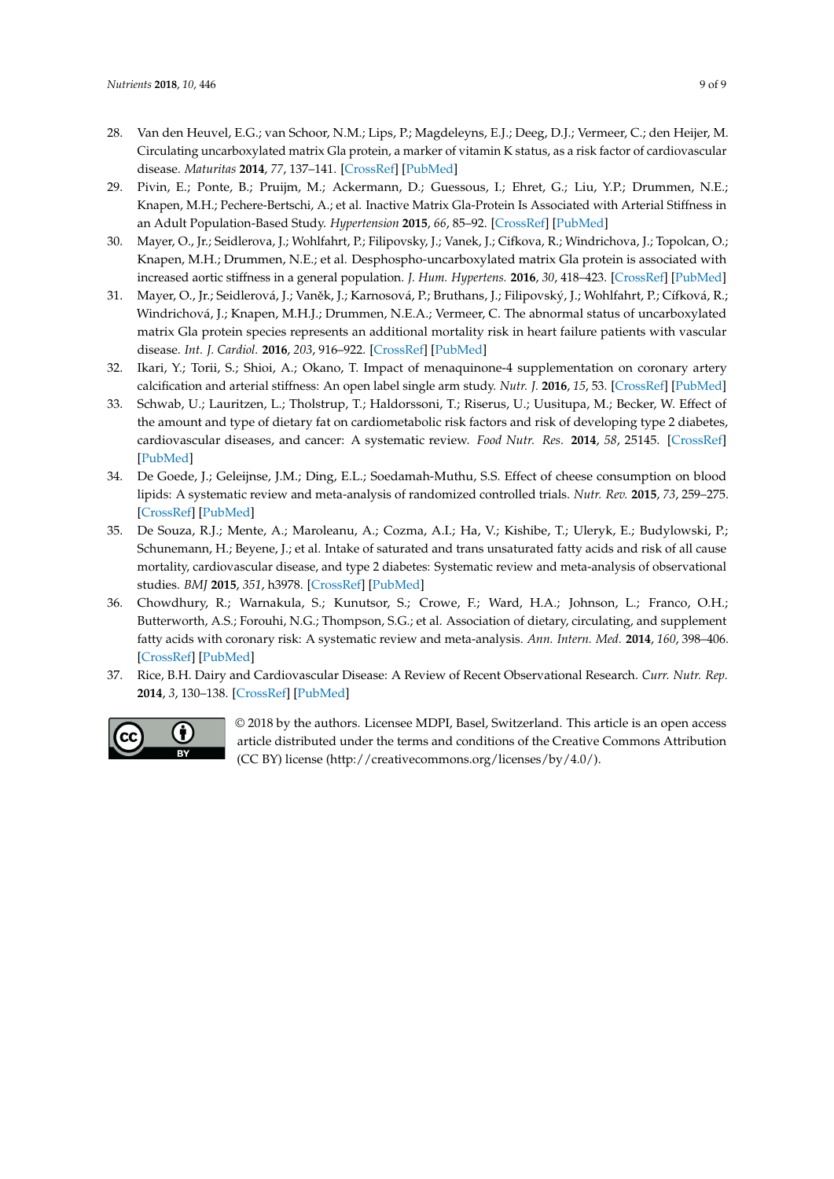28. Van den Heuvel, E.G.; van Schoor, N.M.; Lips, P.; Magdeleyns, E.J.; Deeg, D.J.; Vermeer, C.; den Heijer, M. Circulating uncarboxylated matrix Gla protein, a marker of vitamin K status, as a risk factor of cardiovascular disease. *Maturitas* **2014**, *77*, 137–141. [CrossRef] [PubMed]
29. Pivin, E.; Ponte, B.; Pruijm, M.; Ackermann, D.; Guessous, I.; Ehret, G.; Liu, Y.P.; Drummen, N.E.; Knapen, M.H.; Pechere-Bertschi, A.; et al. Inactive Matrix Gla-Protein Is Associated with Arterial Stiffness in an Adult Population-Based Study. *Hypertension* **2015**, *66*, 85–92. [CrossRef] [PubMed]
30. Mayer, O., Jr.; Seidlerova, J.; Wohlfahrt, P.; Filipovsky, J.; Vanek, J.; Cifkova, R.; Windrichova, J.; Topolcan, O.; Knapen, M.H.; Drummen, N.E.; et al. Desphospho-uncarboxylated matrix Gla protein is associated with increased aortic stiffness in a general population. *J. Hum. Hypertens.* **2016**, *30*, 418–423. [CrossRef] [PubMed]
31. Mayer, O., Jr.; Seidlerová, J.; Vaněk, J.; Karnosová, P.; Bruthans, J.; Filipovský, J.; Wohlfahrt, P.; Cífková, R.; Windrichová, J.; Knapen, M.H.J.; Drummen, N.E.A.; Vermeer, C. The abnormal status of uncarboxylated matrix Gla protein species represents an additional mortality risk in heart failure patients with vascular disease. *Int. J. Cardiol.* **2016**, *203*, 916–922. [CrossRef] [PubMed]
32. Ikari, Y.; Torii, S.; Shioi, A.; Okano, T. Impact of menaquinone-4 supplementation on coronary artery calcification and arterial stiffness: An open label single arm study. *Nutr. J.* **2016**, *15*, 53. [CrossRef] [PubMed]
33. Schwab, U.; Lauritzen, L.; Tholstrup, T.; Haldorssoni, T.; Riserus, U.; Uusitupa, M.; Becker, W. Effect of the amount and type of dietary fat on cardiometabolic risk factors and risk of developing type 2 diabetes, cardiovascular diseases, and cancer: A systematic review. *Food Nutr. Res.* **2014**, *58*, 25145. [CrossRef] [PubMed]
34. De Goede, J.; Geleijnse, J.M.; Ding, E.L.; Soedamah-Muthu, S.S. Effect of cheese consumption on blood lipids: A systematic review and meta-analysis of randomized controlled trials. *Nutr. Rev.* **2015**, *73*, 259–275. [CrossRef] [PubMed]
35. De Souza, R.J.; Mente, A.; Maroleanu, A.; Cozma, A.I.; Ha, V.; Kishibe, T.; Uleryk, E.; Budylowski, P.; Schunemann, H.; Beyene, J.; et al. Intake of saturated and trans unsaturated fatty acids and risk of all cause mortality, cardiovascular disease, and type 2 diabetes: Systematic review and meta-analysis of observational studies. *BMJ* **2015**, *351*, h3978. [CrossRef] [PubMed]
36. Chowdhury, R.; Warnakula, S.; Kunutsor, S.; Crowe, F.; Ward, H.A.; Johnson, L.; Franco, O.H.; Butterworth, A.S.; Forouhi, N.G.; Thompson, S.G.; et al. Association of dietary, circulating, and supplement fatty acids with coronary risk: A systematic review and meta-analysis. *Ann. Intern. Med.* **2014**, *160*, 398–406. [CrossRef] [PubMed]
37. Rice, B.H. Dairy and Cardiovascular Disease: A Review of Recent Observational Research. *Curr. Nutr. Rep.* **2014**, *3*, 130–138. [CrossRef] [PubMed]

© 2018 by the authors. Licensee MDPI, Basel, Switzerland. This article is an open access article distributed under the terms and conditions of the Creative Commons Attribution (CC BY) license (http://creativecommons.org/licenses/by/4.0/).